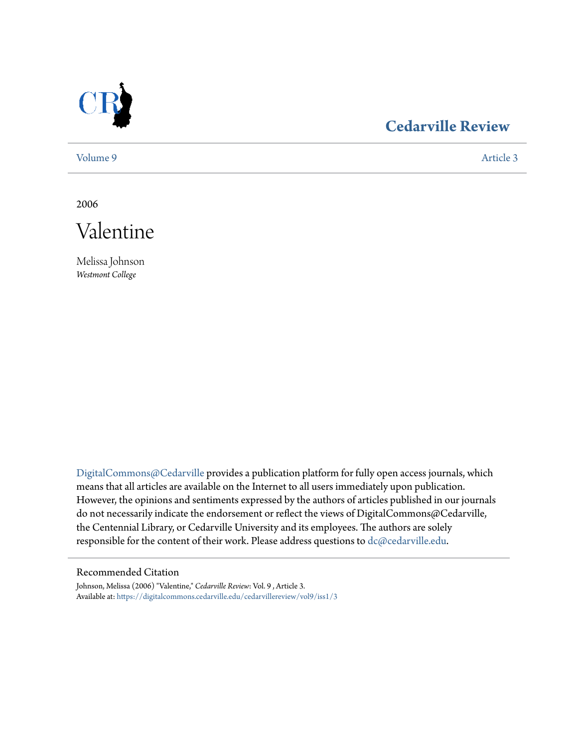# Cedarville Review

Volume 9 Article 3

2006

# Valentine

Melissa Johnson
*Westmont College*

DigitalCommons@Cedarville provides a publication platform for fully open access journals, which means that all articles are available on the Internet to all users immediately upon publication. However, the opinions and sentiments expressed by the authors of articles published in our journals do not necessarily indicate the endorsement or reflect the views of DigitalCommons@Cedarville, the Centennial Library, or Cedarville University and its employees. The authors are solely responsible for the content of their work. Please address questions to dc@cedarville.edu.

## Recommended Citation

Johnson, Melissa (2006) "Valentine," *Cedarville Review*: Vol. 9 , Article 3.
Available at: https://digitalcommons.cedarville.edu/cedarvillereview/vol9/iss1/3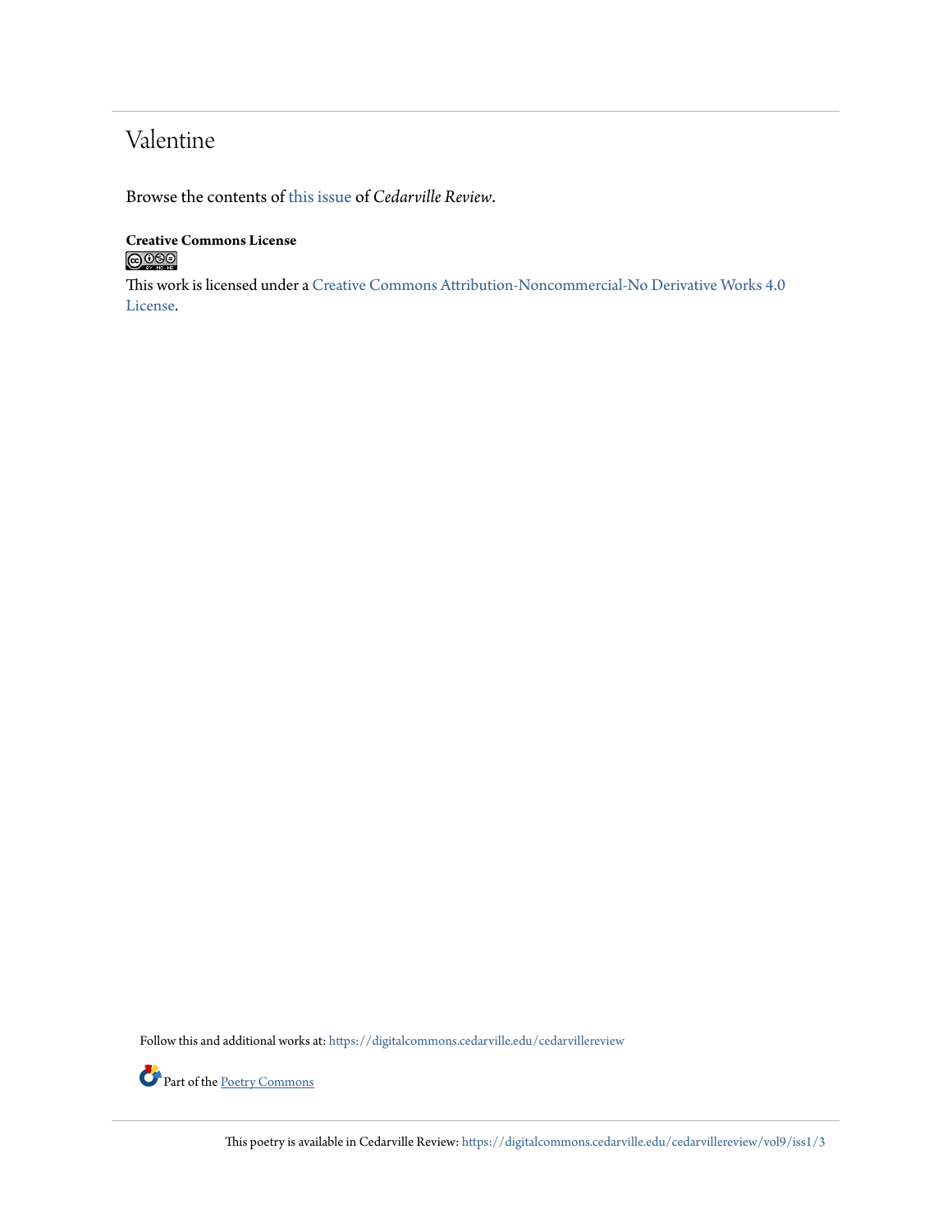# Valentine

Browse the contents of this issue of *Cedarville Review*.

**Creative Commons License**

This work is licensed under a Creative Commons Attribution-Noncommercial-No Derivative Works 4.0 License.

Follow this and additional works at: https://digitalcommons.cedarville.edu/cedarvillereview

Part of the Poetry Commons

This poetry is available in Cedarville Review: https://digitalcommons.cedarville.edu/cedarvillereview/vol9/iss1/3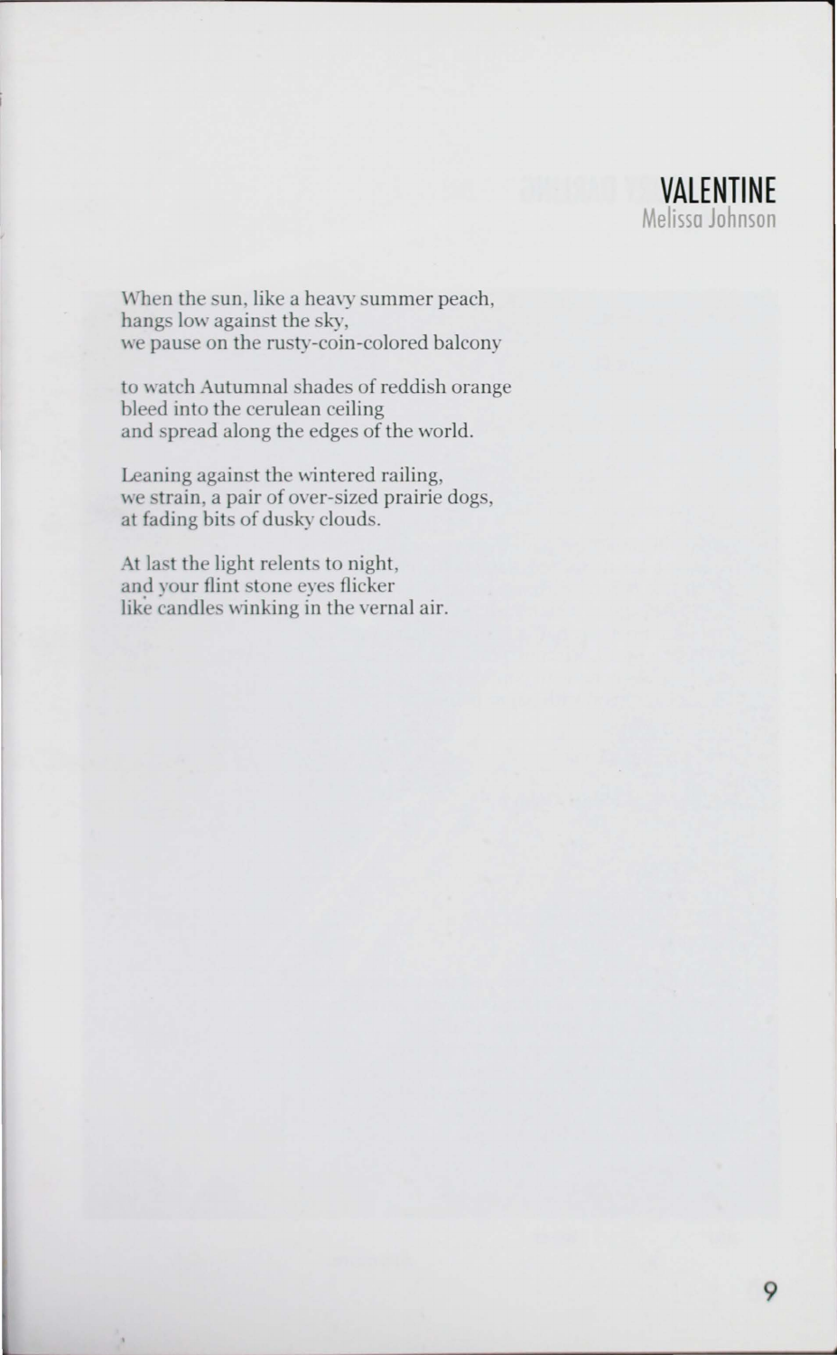# VALENTINE

Melissa Johnson

When the sun, like a heavy summer peach,
hangs low against the sky,
we pause on the rusty-coin-colored balcony

to watch Autumnal shades of reddish orange
bleed into the cerulean ceiling
and spread along the edges of the world.

Leaning against the wintered railing,
we strain, a pair of over-sized prairie dogs,
at fading bits of dusky clouds.

At last the light relents to night,
and your flint stone eyes flicker
like candles winking in the vernal air.